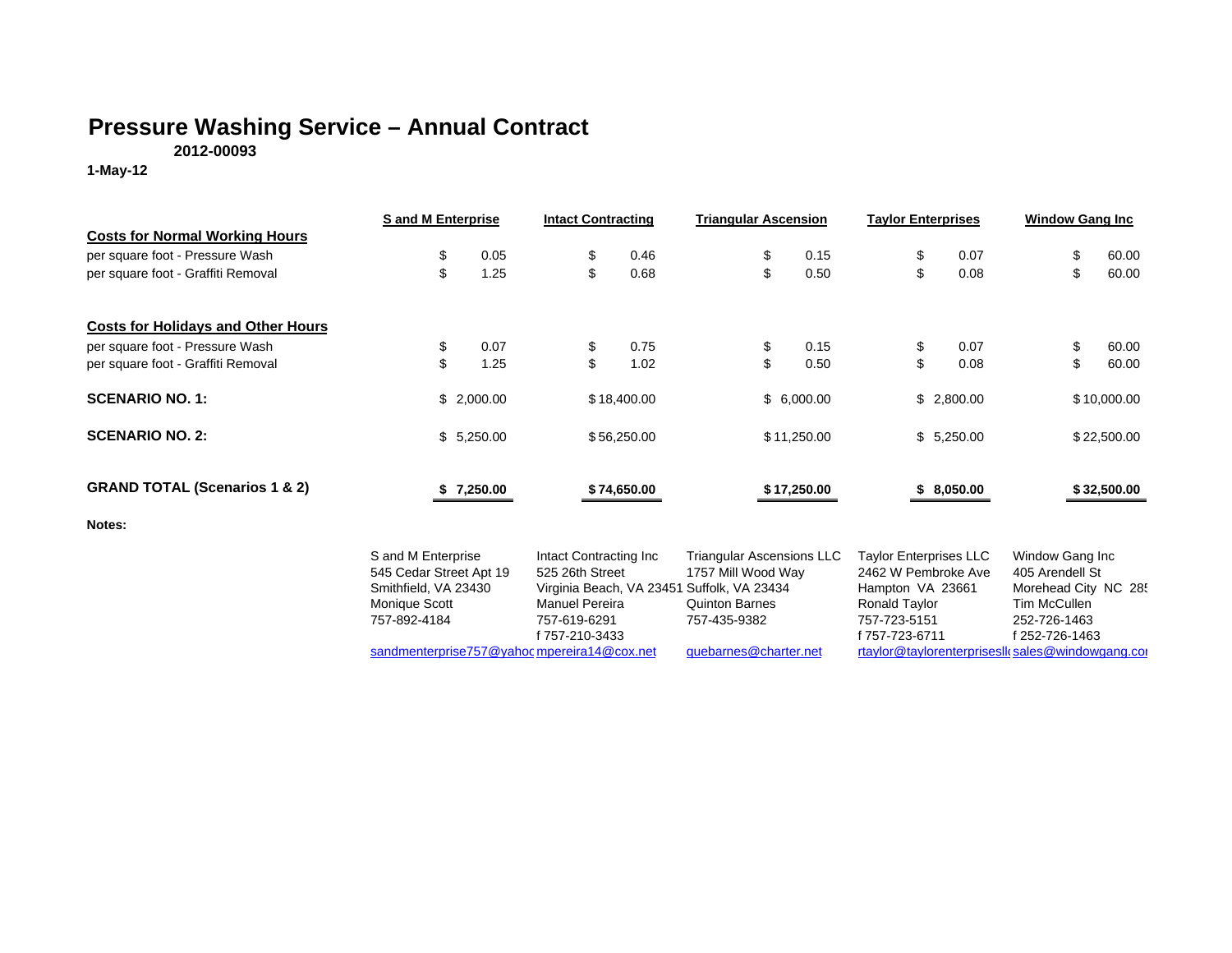# Pressure Washing Service – Annual Contract

**2012-00093**

**1-May-12**

| | S and M Enterprise | Intact Contracting | Triangular Ascension | Taylor Enterprises | Window Gang Inc |
|---|---|---|---|---|---|
| **Costs for Normal Working Hours** | | | | | |
| per square foot - Pressure Wash | $ 0.05 | $ 0.46 | $ 0.15 | $ 0.07 | $ 60.00 |
| per square foot - Graffiti Removal | $ 1.25 | $ 0.68 | $ 0.50 | $ 0.08 | $ 60.00 |
| **Costs for Holidays and Other Hours** | | | | | |
| per square foot - Pressure Wash | $ 0.07 | $ 0.75 | $ 0.15 | $ 0.07 | $ 60.00 |
| per square foot - Graffiti Removal | $ 1.25 | $ 1.02 | $ 0.50 | $ 0.08 | $ 60.00 |
| **SCENARIO NO. 1:** | $ 2,000.00 | $ 18,400.00 | $ 6,000.00 | $ 2,800.00 | $ 10,000.00 |
| **SCENARIO NO. 2:** | $ 5,250.00 | $ 56,250.00 | $ 11,250.00 | $ 5,250.00 | $ 22,500.00 |
| **GRAND TOTAL (Scenarios 1 & 2)** | **$ 7,250.00** | **$ 74,650.00** | **$ 17,250.00** | **$ 8,050.00** | **$ 32,500.00** |

**Notes:**

| S and M Enterprise | Intact Contracting Inc | Triangular Ascensions LLC | Taylor Enterprises LLC | Window Gang Inc |
|---|---|---|---|---|
| 545 Cedar Street Apt 19 | 525 26th Street | 1757 Mill Wood Way | 2462 W Pembroke Ave | 405 Arendell St |
| Smithfield, VA 23430 | Virginia Beach, VA 23451 | Suffolk, VA 23434 | Hampton VA 23661 | Morehead City NC 28 |
| Monique Scott | Manuel Pereira | Quinton Barnes | Ronald Taylor | Tim McCullen |
| 757-892-4184 | 757-619-6291 | 757-435-9382 | 757-723-5151 | 252-726-1463 |
| | f 757-210-3433 | | f 757-723-6711 | f 252-726-1463 |
| sandmenterprise757@yahoo | mpereira14@cox.net | quebarnes@charter.net | rtaylor@taylorenterprisesll | sales@windowgang.co |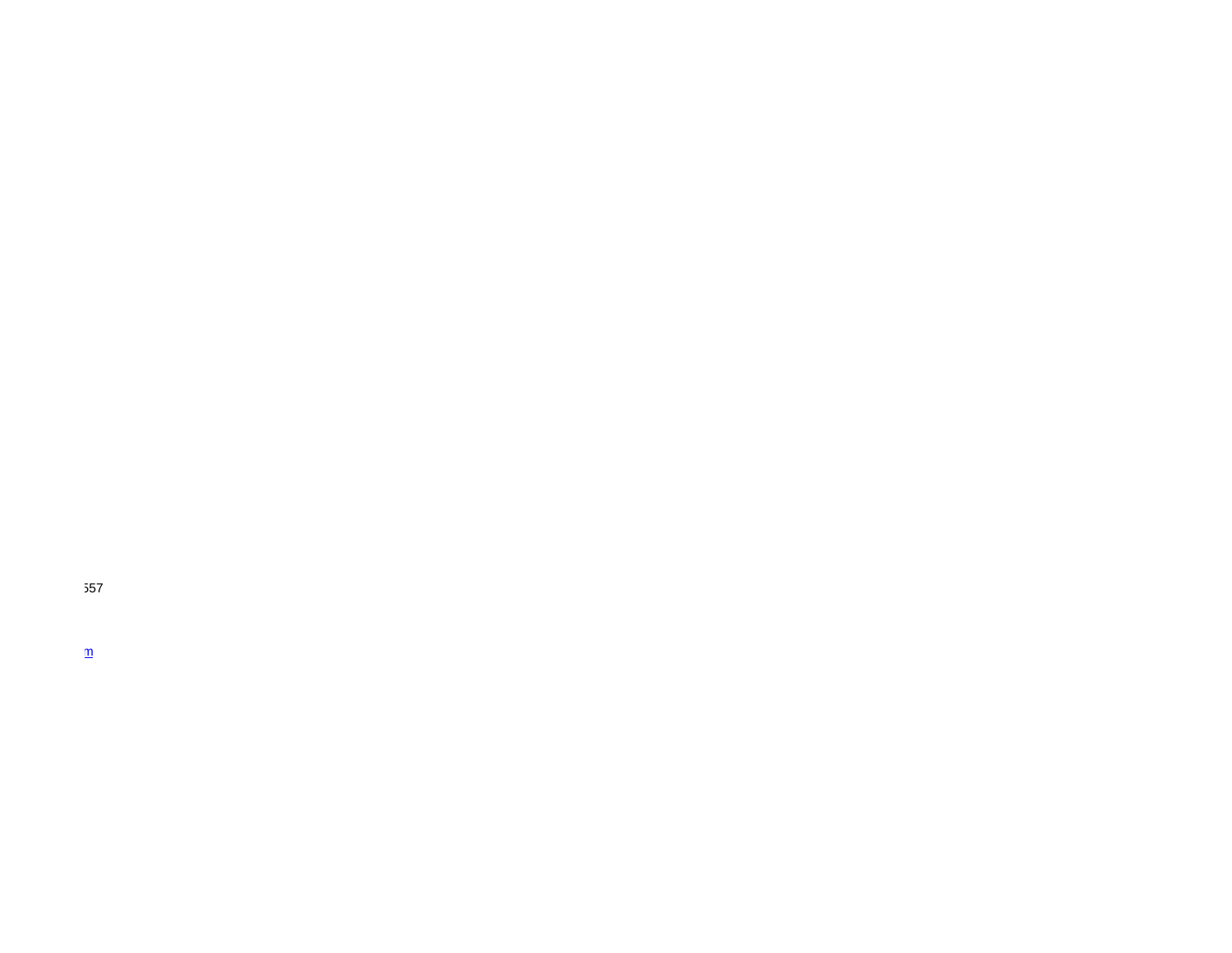557

m